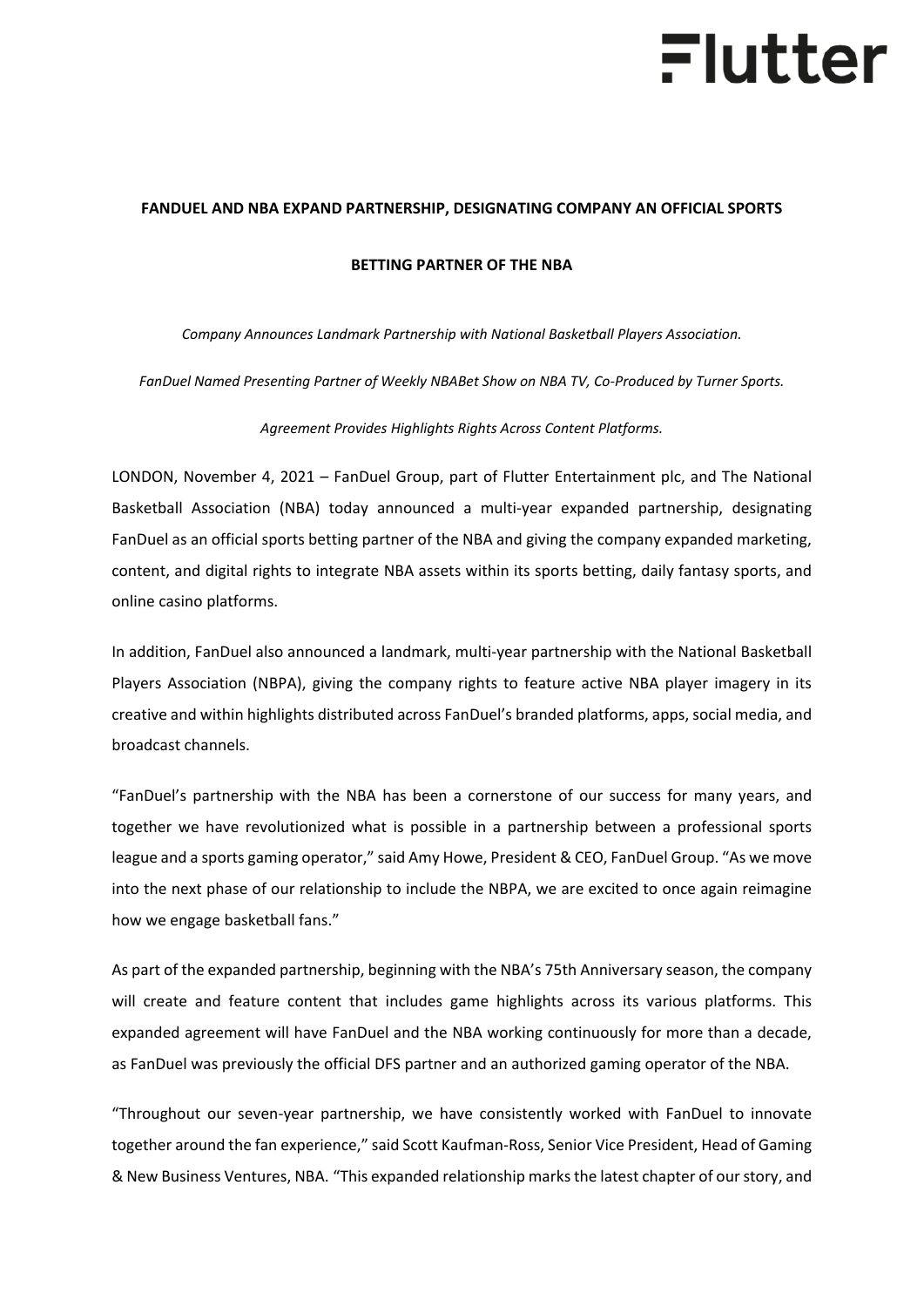# FANDUEL AND NBA EXPAND PARTNERSHIP, DESIGNATING COMPANY AN OFFICIAL SPORTS BETTING PARTNER OF THE NBA

*Company Announces Landmark Partnership with National Basketball Players Association.*

*FanDuel Named Presenting Partner of Weekly NBABet Show on NBA TV, Co-Produced by Turner Sports.*

*Agreement Provides Highlights Rights Across Content Platforms.*

LONDON, November 4, 2021 – FanDuel Group, part of Flutter Entertainment plc, and The National Basketball Association (NBA) today announced a multi-year expanded partnership, designating FanDuel as an official sports betting partner of the NBA and giving the company expanded marketing, content, and digital rights to integrate NBA assets within its sports betting, daily fantasy sports, and online casino platforms.

In addition, FanDuel also announced a landmark, multi-year partnership with the National Basketball Players Association (NBPA), giving the company rights to feature active NBA player imagery in its creative and within highlights distributed across FanDuel's branded platforms, apps, social media, and broadcast channels.

"FanDuel's partnership with the NBA has been a cornerstone of our success for many years, and together we have revolutionized what is possible in a partnership between a professional sports league and a sports gaming operator," said Amy Howe, President & CEO, FanDuel Group. "As we move into the next phase of our relationship to include the NBPA, we are excited to once again reimagine how we engage basketball fans."

As part of the expanded partnership, beginning with the NBA's 75th Anniversary season, the company will create and feature content that includes game highlights across its various platforms. This expanded agreement will have FanDuel and the NBA working continuously for more than a decade, as FanDuel was previously the official DFS partner and an authorized gaming operator of the NBA.

"Throughout our seven-year partnership, we have consistently worked with FanDuel to innovate together around the fan experience," said Scott Kaufman-Ross, Senior Vice President, Head of Gaming & New Business Ventures, NBA. "This expanded relationship marks the latest chapter of our story, and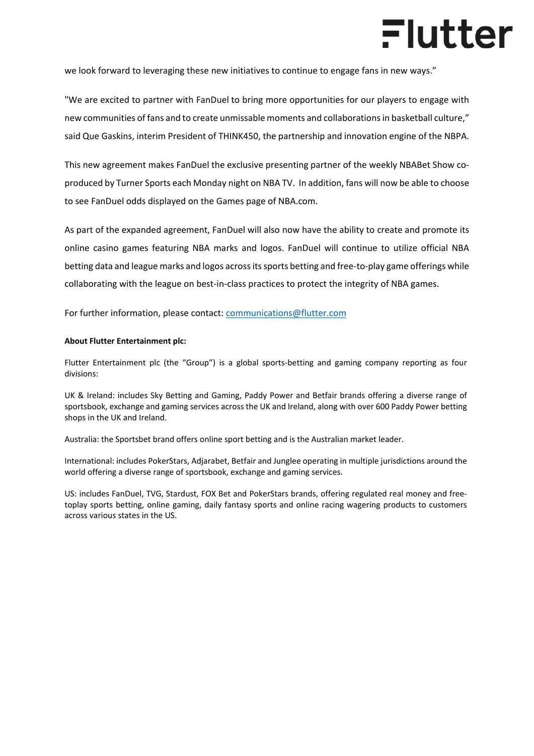we look forward to leveraging these new initiatives to continue to engage fans in new ways."

"We are excited to partner with FanDuel to bring more opportunities for our players to engage with new communities of fans and to create unmissable moments and collaborations in basketball culture," said Que Gaskins, interim President of THINK450, the partnership and innovation engine of the NBPA.

This new agreement makes FanDuel the exclusive presenting partner of the weekly NBABet Show co-produced by Turner Sports each Monday night on NBA TV. In addition, fans will now be able to choose to see FanDuel odds displayed on the Games page of NBA.com.

As part of the expanded agreement, FanDuel will also now have the ability to create and promote its online casino games featuring NBA marks and logos. FanDuel will continue to utilize official NBA betting data and league marks and logos across its sports betting and free-to-play game offerings while collaborating with the league on best-in-class practices to protect the integrity of NBA games.

For further information, please contact: communications@flutter.com

**About Flutter Entertainment plc:**

Flutter Entertainment plc (the "Group") is a global sports-betting and gaming company reporting as four divisions:

UK & Ireland: includes Sky Betting and Gaming, Paddy Power and Betfair brands offering a diverse range of sportsbook, exchange and gaming services across the UK and Ireland, along with over 600 Paddy Power betting shops in the UK and Ireland.

Australia: the Sportsbet brand offers online sport betting and is the Australian market leader.

International: includes PokerStars, Adjarabet, Betfair and Junglee operating in multiple jurisdictions around the world offering a diverse range of sportsbook, exchange and gaming services.

US: includes FanDuel, TVG, Stardust, FOX Bet and PokerStars brands, offering regulated real money and free-toplay sports betting, online gaming, daily fantasy sports and online racing wagering products to customers across various states in the US.